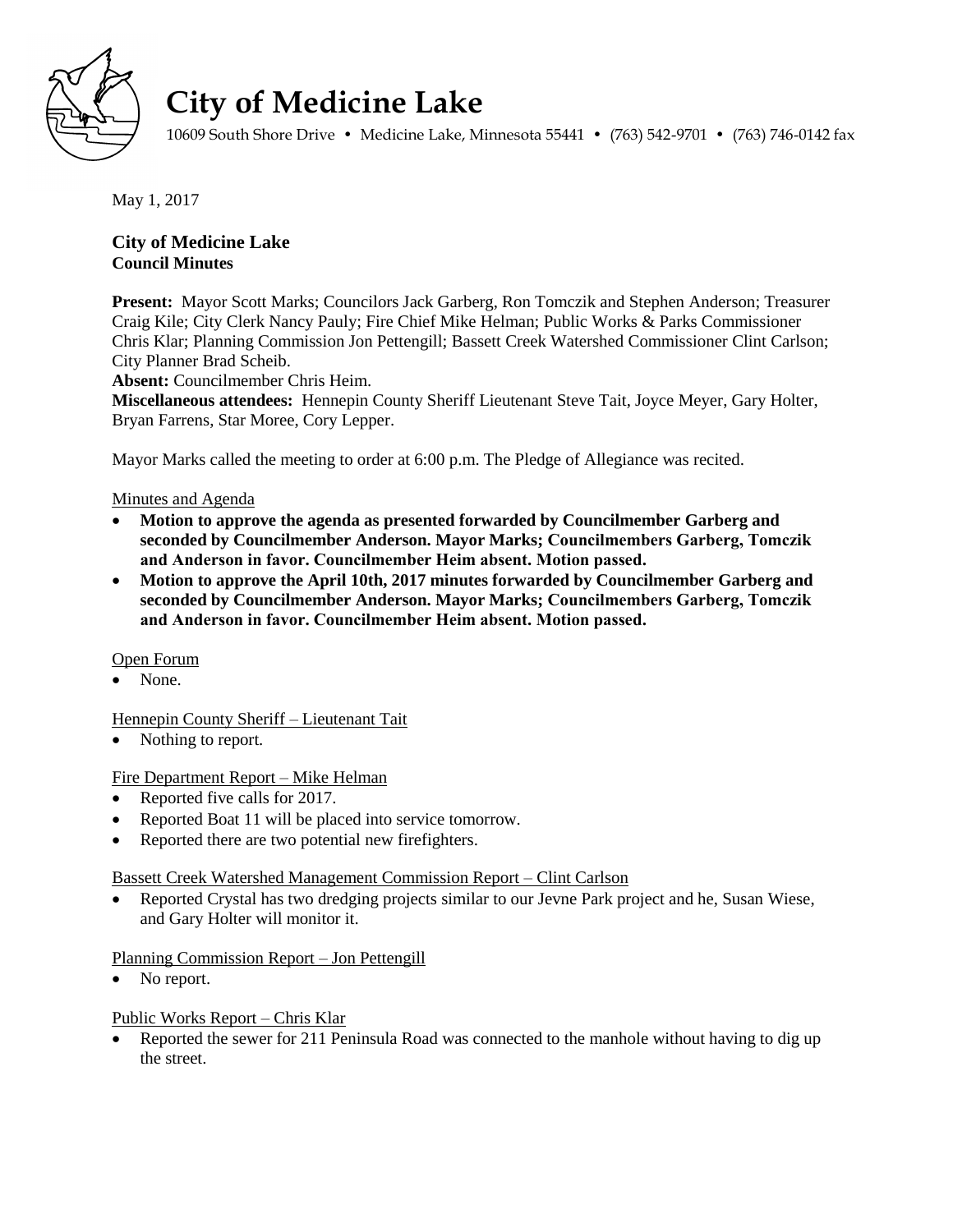# City of Medicine Lake

10609 South Shore Drive • Medicine Lake, Minnesota 55441 • (763) 542-9701 • (763) 746-0142 fax

May 1, 2017

**City of Medicine Lake**
**Council Minutes**

**Present:** Mayor Scott Marks; Councilors Jack Garberg, Ron Tomczik and Stephen Anderson; Treasurer Craig Kile; City Clerk Nancy Pauly; Fire Chief Mike Helman; Public Works & Parks Commissioner Chris Klar; Planning Commission Jon Pettengill; Bassett Creek Watershed Commissioner Clint Carlson; City Planner Brad Scheib.
**Absent:** Councilmember Chris Heim.
**Miscellaneous attendees:** Hennepin County Sheriff Lieutenant Steve Tait, Joyce Meyer, Gary Holter, Bryan Farrens, Star Moree, Cory Lepper.

Mayor Marks called the meeting to order at 6:00 p.m. The Pledge of Allegiance was recited.

Minutes and Agenda

- **Motion to approve the agenda as presented forwarded by Councilmember Garberg and seconded by Councilmember Anderson. Mayor Marks; Councilmembers Garberg, Tomczik and Anderson in favor. Councilmember Heim absent. Motion passed.**
- **Motion to approve the April 10th, 2017 minutes forwarded by Councilmember Garberg and seconded by Councilmember Anderson. Mayor Marks; Councilmembers Garberg, Tomczik and Anderson in favor. Councilmember Heim absent. Motion passed.**

Open Forum

- None.

Hennepin County Sheriff – Lieutenant Tait

- Nothing to report.

Fire Department Report – Mike Helman

- Reported five calls for 2017.
- Reported Boat 11 will be placed into service tomorrow.
- Reported there are two potential new firefighters.

Bassett Creek Watershed Management Commission Report – Clint Carlson

- Reported Crystal has two dredging projects similar to our Jevne Park project and he, Susan Wiese, and Gary Holter will monitor it.

Planning Commission Report – Jon Pettengill

- No report.

Public Works Report – Chris Klar

- Reported the sewer for 211 Peninsula Road was connected to the manhole without having to dig up the street.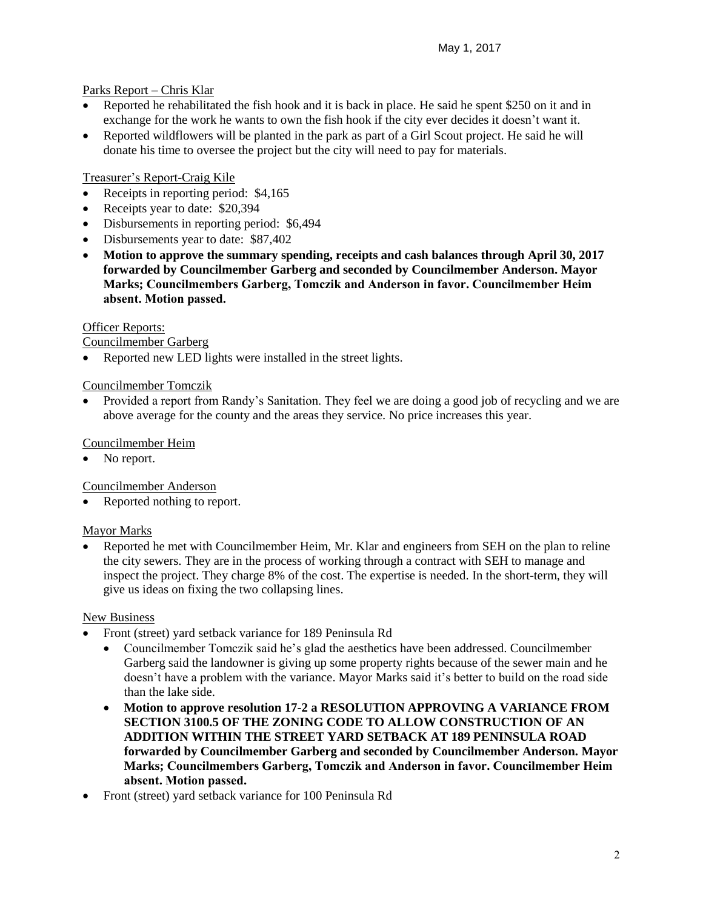Parks Report – Chris Klar

- Reported he rehabilitated the fish hook and it is back in place. He said he spent $250 on it and in exchange for the work he wants to own the fish hook if the city ever decides it doesn't want it.
- Reported wildflowers will be planted in the park as part of a Girl Scout project. He said he will donate his time to oversee the project but the city will need to pay for materials.

Treasurer's Report-Craig Kile

- Receipts in reporting period: $4,165
- Receipts year to date: $20,394
- Disbursements in reporting period: $6,494
- Disbursements year to date: $87,402
- **Motion to approve the summary spending, receipts and cash balances through April 30, 2017 forwarded by Councilmember Garberg and seconded by Councilmember Anderson. Mayor Marks; Councilmembers Garberg, Tomczik and Anderson in favor. Councilmember Heim absent. Motion passed.**

Officer Reports:

Councilmember Garberg

- Reported new LED lights were installed in the street lights.

Councilmember Tomczik

- Provided a report from Randy's Sanitation. They feel we are doing a good job of recycling and we are above average for the county and the areas they service. No price increases this year.

Councilmember Heim

- No report.

Councilmember Anderson

- Reported nothing to report.

Mayor Marks

- Reported he met with Councilmember Heim, Mr. Klar and engineers from SEH on the plan to reline the city sewers. They are in the process of working through a contract with SEH to manage and inspect the project. They charge 8% of the cost. The expertise is needed. In the short-term, they will give us ideas on fixing the two collapsing lines.

New Business

- Front (street) yard setback variance for 189 Peninsula Rd
  - Councilmember Tomczik said he's glad the aesthetics have been addressed. Councilmember Garberg said the landowner is giving up some property rights because of the sewer main and he doesn't have a problem with the variance. Mayor Marks said it's better to build on the road side than the lake side.
  - **Motion to approve resolution 17-2 a RESOLUTION APPROVING A VARIANCE FROM SECTION 3100.5 OF THE ZONING CODE TO ALLOW CONSTRUCTION OF AN ADDITION WITHIN THE STREET YARD SETBACK AT 189 PENINSULA ROAD forwarded by Councilmember Garberg and seconded by Councilmember Anderson. Mayor Marks; Councilmembers Garberg, Tomczik and Anderson in favor. Councilmember Heim absent. Motion passed.**
- Front (street) yard setback variance for 100 Peninsula Rd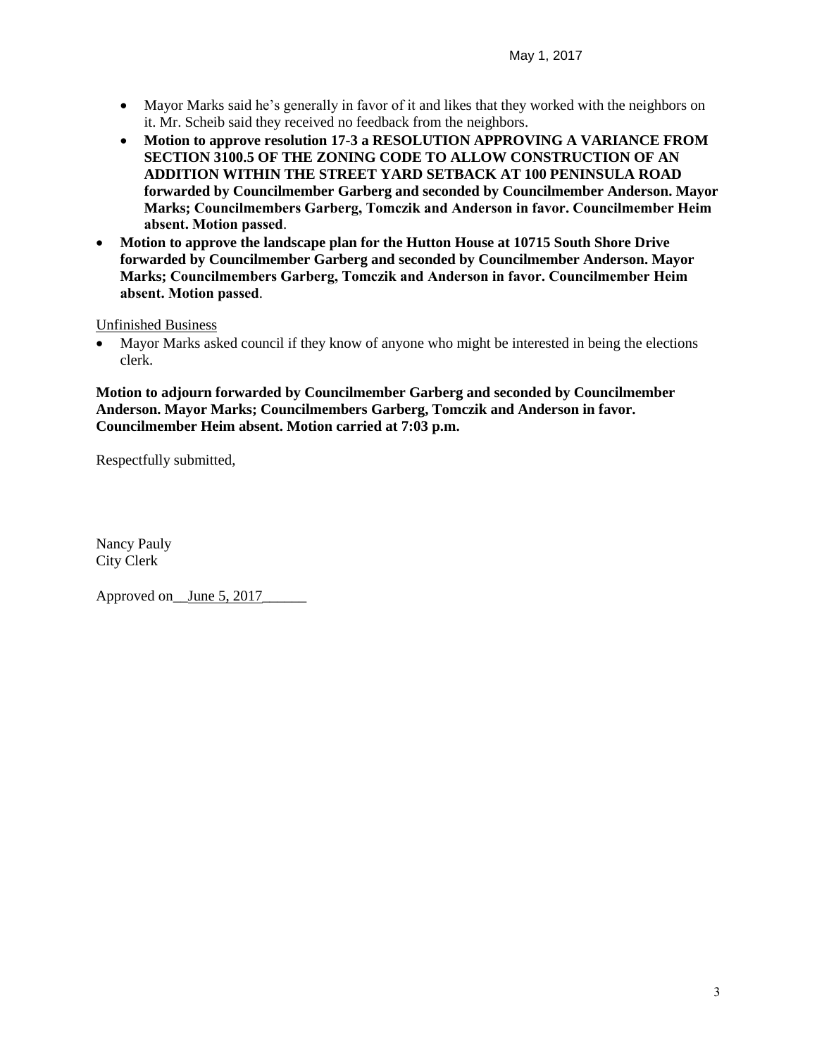- Mayor Marks said he's generally in favor of it and likes that they worked with the neighbors on it. Mr. Scheib said they received no feedback from the neighbors.
  - **Motion to approve resolution 17-3 a RESOLUTION APPROVING A VARIANCE FROM SECTION 3100.5 OF THE ZONING CODE TO ALLOW CONSTRUCTION OF AN ADDITION WITHIN THE STREET YARD SETBACK AT 100 PENINSULA ROAD forwarded by Councilmember Garberg and seconded by Councilmember Anderson. Mayor Marks; Councilmembers Garberg, Tomczik and Anderson in favor. Councilmember Heim absent. Motion passed**.
- **Motion to approve the landscape plan for the Hutton House at 10715 South Shore Drive forwarded by Councilmember Garberg and seconded by Councilmember Anderson. Mayor Marks; Councilmembers Garberg, Tomczik and Anderson in favor. Councilmember Heim absent. Motion passed**.

Unfinished Business

- Mayor Marks asked council if they know of anyone who might be interested in being the elections clerk.

**Motion to adjourn forwarded by Councilmember Garberg and seconded by Councilmember Anderson. Mayor Marks; Councilmembers Garberg, Tomczik and Anderson in favor. Councilmember Heim absent. Motion carried at 7:03 p.m.**

Respectfully submitted,

Nancy Pauly
City Clerk

Approved on__June 5, 2017______